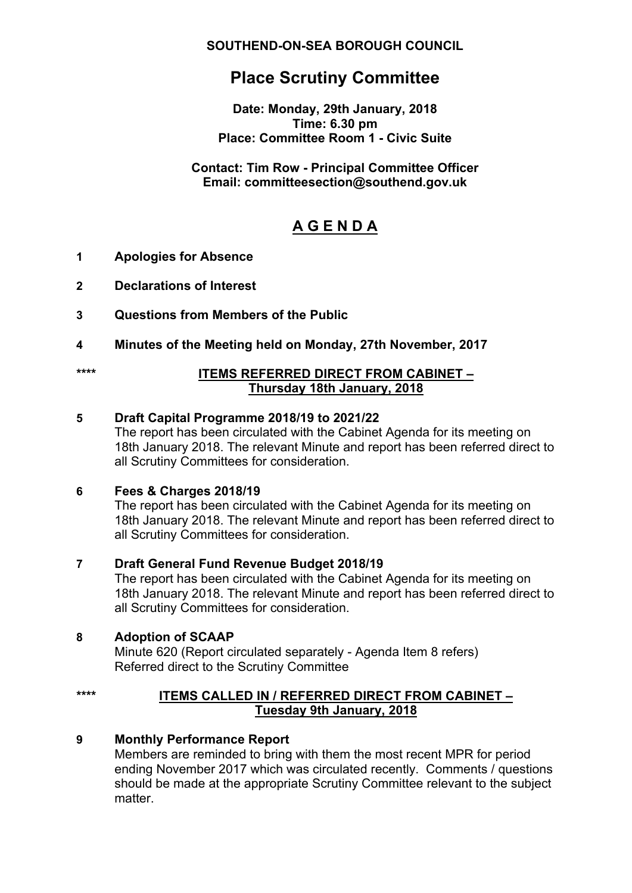**SOUTHEND-ON-SEA BOROUGH COUNCIL**

# Place Scrutiny Committee

**Date: Monday, 29th January, 2018**
**Time: 6.30 pm**
**Place: Committee Room 1 - Civic Suite**

**Contact: Tim Row - Principal Committee Officer**
**Email: committeesection@southend.gov.uk**

## A G E N D A

**1 Apologies for Absence**

**2 Declarations of Interest**

**3 Questions from Members of the Public**

**4 Minutes of the Meeting held on Monday, 27th November, 2017**

**** **ITEMS REFERRED DIRECT FROM CABINET – Thursday 18th January, 2018**

**5 Draft Capital Programme 2018/19 to 2021/22**
The report has been circulated with the Cabinet Agenda for its meeting on 18th January 2018. The relevant Minute and report has been referred direct to all Scrutiny Committees for consideration.

**6 Fees & Charges 2018/19**
The report has been circulated with the Cabinet Agenda for its meeting on 18th January 2018. The relevant Minute and report has been referred direct to all Scrutiny Committees for consideration.

**7 Draft General Fund Revenue Budget 2018/19**
The report has been circulated with the Cabinet Agenda for its meeting on 18th January 2018. The relevant Minute and report has been referred direct to all Scrutiny Committees for consideration.

**8 Adoption of SCAAP**
Minute 620 (Report circulated separately - Agenda Item 8 refers)
Referred direct to the Scrutiny Committee

**** **ITEMS CALLED IN / REFERRED DIRECT FROM CABINET – Tuesday 9th January, 2018**

**9 Monthly Performance Report**
Members are reminded to bring with them the most recent MPR for period ending November 2017 which was circulated recently. Comments / questions should be made at the appropriate Scrutiny Committee relevant to the subject matter.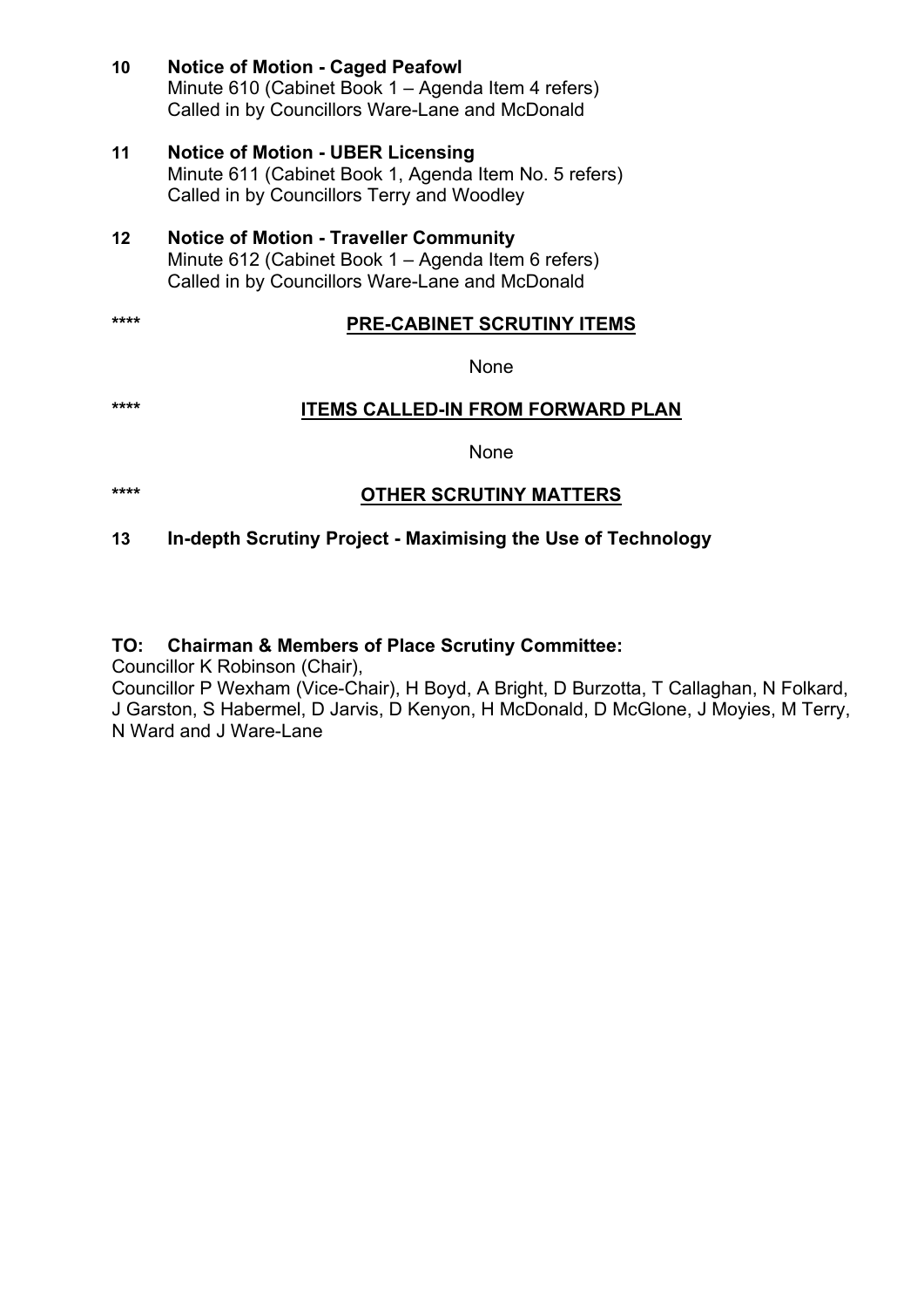**10 Notice of Motion - Caged Peafowl**
Minute 610 (Cabinet Book 1 – Agenda Item 4 refers)
Called in by Councillors Ware-Lane and McDonald

**11 Notice of Motion - UBER Licensing**
Minute 611 (Cabinet Book 1, Agenda Item No. 5 refers)
Called in by Councillors Terry and Woodley

**12 Notice of Motion - Traveller Community**
Minute 612 (Cabinet Book 1 – Agenda Item 6 refers)
Called in by Councillors Ware-Lane and McDonald

**** **PRE-CABINET SCRUTINY ITEMS**

None

**** **ITEMS CALLED-IN FROM FORWARD PLAN**

None

**** **OTHER SCRUTINY MATTERS**

**13 In-depth Scrutiny Project - Maximising the Use of Technology**

**TO: Chairman & Members of Place Scrutiny Committee:**

Councillor K Robinson (Chair),
Councillor P Wexham (Vice-Chair), H Boyd, A Bright, D Burzotta, T Callaghan, N Folkard, J Garston, S Habermel, D Jarvis, D Kenyon, H McDonald, D McGlone, J Moyies, M Terry, N Ward and J Ware-Lane